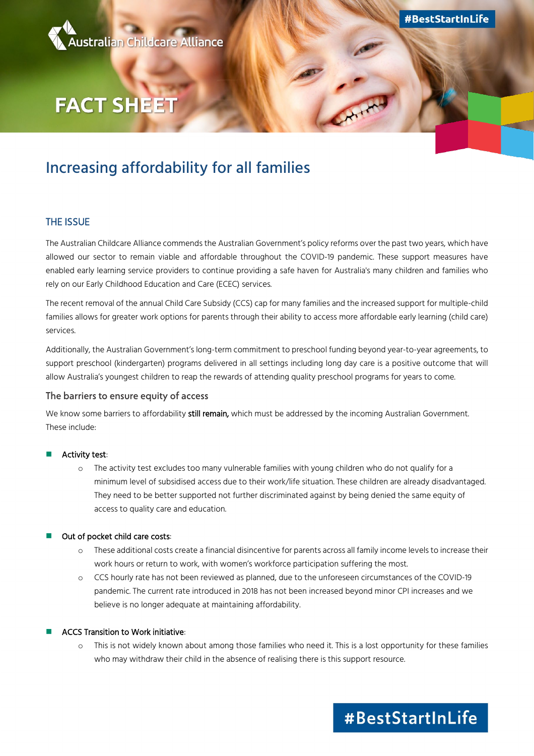Australian Childcare Alliance

#BestStartInLife

# FACT SHEET

## Increasing affordability for all families

### THE ISSUE

The Australian Childcare Alliance commends the Australian Government's policy reforms over the past two years, which have allowed our sector to remain viable and affordable throughout the COVID-19 pandemic. These support measures have enabled early learning service providers to continue providing a safe haven for Australia's many children and families who rely on our Early Childhood Education and Care (ECEC) services.

The recent removal of the annual Child Care Subsidy (CCS) cap for many families and the increased support for multiple-child families allows for greater work options for parents through their ability to access more affordable early learning (child care) services.

Additionally, the Australian Government's long-term commitment to preschool funding beyond year-to-year agreements, to support preschool (kindergarten) programs delivered in all settings including long day care is a positive outcome that will allow Australia's youngest children to reap the rewards of attending quality preschool programs for years to come.

#### The barriers to ensure equity of access

We know some barriers to affordability **still remain,** which must be addressed by the incoming Australian Government. These include:

- **Activity test**:
  - The activity test excludes too many vulnerable families with young children who do not qualify for a minimum level of subsidised access due to their work/life situation. These children are already disadvantaged. They need to be better supported not further discriminated against by being denied the same equity of access to quality care and education.
- **Out of pocket child care costs**:
  - These additional costs create a financial disincentive for parents across all family income levels to increase their work hours or return to work, with women's workforce participation suffering the most.
  - CCS hourly rate has not been reviewed as planned, due to the unforeseen circumstances of the COVID-19 pandemic. The current rate introduced in 2018 has not been increased beyond minor CPI increases and we believe is no longer adequate at maintaining affordability.
- **ACCS Transition to Work initiative**:
  - This is not widely known about among those families who need it. This is a lost opportunity for these families who may withdraw their child in the absence of realising there is this support resource.

#BestStartInLife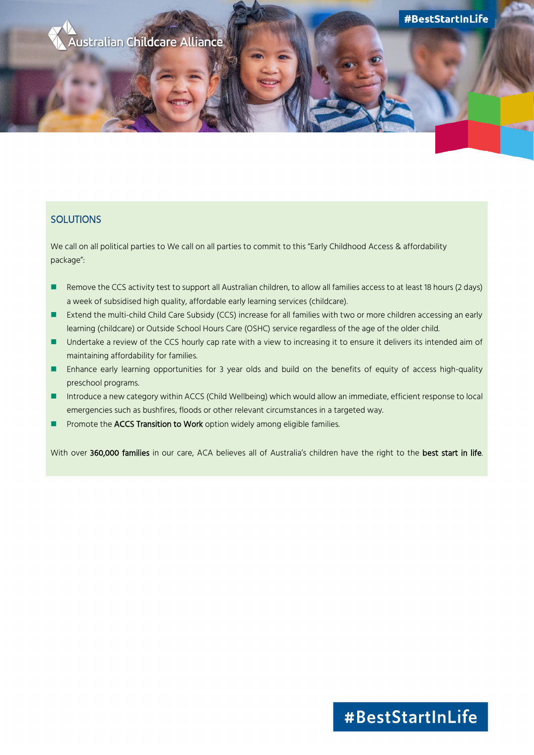## SOLUTIONS

We call on all political parties to We call on all parties to commit to this "Early Childhood Access & affordability package":

- Remove the CCS activity test to support all Australian children, to allow all families access to at least 18 hours (2 days) a week of subsidised high quality, affordable early learning services (childcare).
- Extend the multi-child Child Care Subsidy (CCS) increase for all families with two or more children accessing an early learning (childcare) or Outside School Hours Care (OSHC) service regardless of the age of the older child.
- Undertake a review of the CCS hourly cap rate with a view to increasing it to ensure it delivers its intended aim of maintaining affordability for families.
- Enhance early learning opportunities for 3 year olds and build on the benefits of equity of access high-quality preschool programs.
- Introduce a new category within ACCS (Child Wellbeing) which would allow an immediate, efficient response to local emergencies such as bushfires, floods or other relevant circumstances in a targeted way.
- Promote the **ACCS Transition to Work** option widely among eligible families.

With over **360,000 families** in our care, ACA believes all of Australia's children have the right to the **best start in life**.

#BestStartInLife